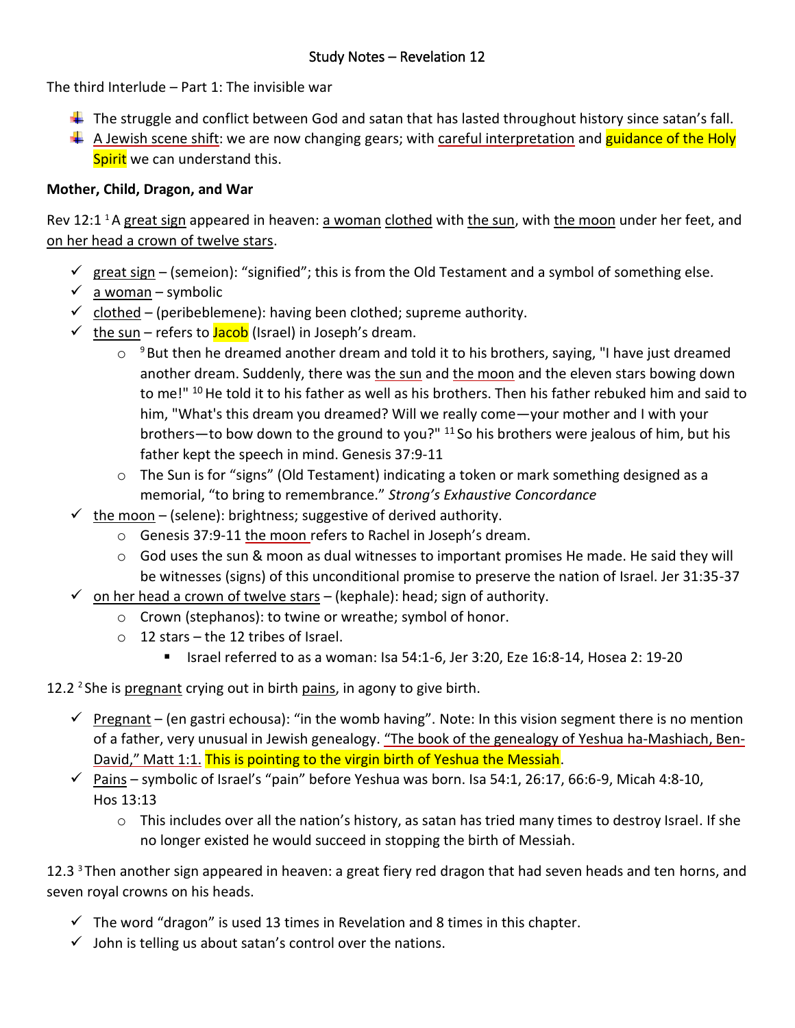Study Notes – Revelation 12

The third Interlude – Part 1: The invisible war

- The struggle and conflict between God and satan that has lasted throughout history since satan's fall.
- A Jewish scene shift: we are now changing gears; with careful interpretation and guidance of the Holy Spirit we can understand this.

**Mother, Child, Dragon, and War**

Rev 12:1 [1] A great sign appeared in heaven: a woman clothed with the sun, with the moon under her feet, and on her head a crown of twelve stars.

- ✓ great sign – (semeion): "signified"; this is from the Old Testament and a symbol of something else.
- ✓ a woman – symbolic
- ✓ clothed – (peribeblemene): having been clothed; supreme authority.
- ✓ the sun – refers to Jacob (Israel) in Joseph's dream.
  - [9] But then he dreamed another dream and told it to his brothers, saying, "I have just dreamed another dream. Suddenly, there was the sun and the moon and the eleven stars bowing down to me!" [10] He told it to his father as well as his brothers. Then his father rebuked him and said to him, "What's this dream you dreamed? Will we really come—your mother and I with your brothers—to bow down to the ground to you?" [11] So his brothers were jealous of him, but his father kept the speech in mind. Genesis 37:9-11
  - The Sun is for "signs" (Old Testament) indicating a token or mark something designed as a memorial, "to bring to remembrance." *Strong's Exhaustive Concordance*
- ✓ the moon – (selene): brightness; suggestive of derived authority.
  - Genesis 37:9-11 the moon refers to Rachel in Joseph's dream.
  - God uses the sun & moon as dual witnesses to important promises He made. He said they will be witnesses (signs) of this unconditional promise to preserve the nation of Israel. Jer 31:35-37
- ✓ on her head a crown of twelve stars – (kephale): head; sign of authority.
  - Crown (stephanos): to twine or wreathe; symbol of honor.
  - 12 stars – the 12 tribes of Israel.
    - Israel referred to as a woman: Isa 54:1-6, Jer 3:20, Eze 16:8-14, Hosea 2: 19-20

12.2 [2] She is pregnant crying out in birth pains, in agony to give birth.

- ✓ Pregnant – (en gastri echousa): "in the womb having". Note: In this vision segment there is no mention of a father, very unusual in Jewish genealogy. "The book of the genealogy of Yeshua ha-Mashiach, Ben-David," Matt 1:1. This is pointing to the virgin birth of Yeshua the Messiah.
- ✓ Pains – symbolic of Israel's "pain" before Yeshua was born. Isa 54:1, 26:17, 66:6-9, Micah 4:8-10, Hos 13:13
  - This includes over all the nation's history, as satan has tried many times to destroy Israel. If she no longer existed he would succeed in stopping the birth of Messiah.

12.3 [3] Then another sign appeared in heaven: a great fiery red dragon that had seven heads and ten horns, and seven royal crowns on his heads.

- ✓ The word "dragon" is used 13 times in Revelation and 8 times in this chapter.
- ✓ John is telling us about satan's control over the nations.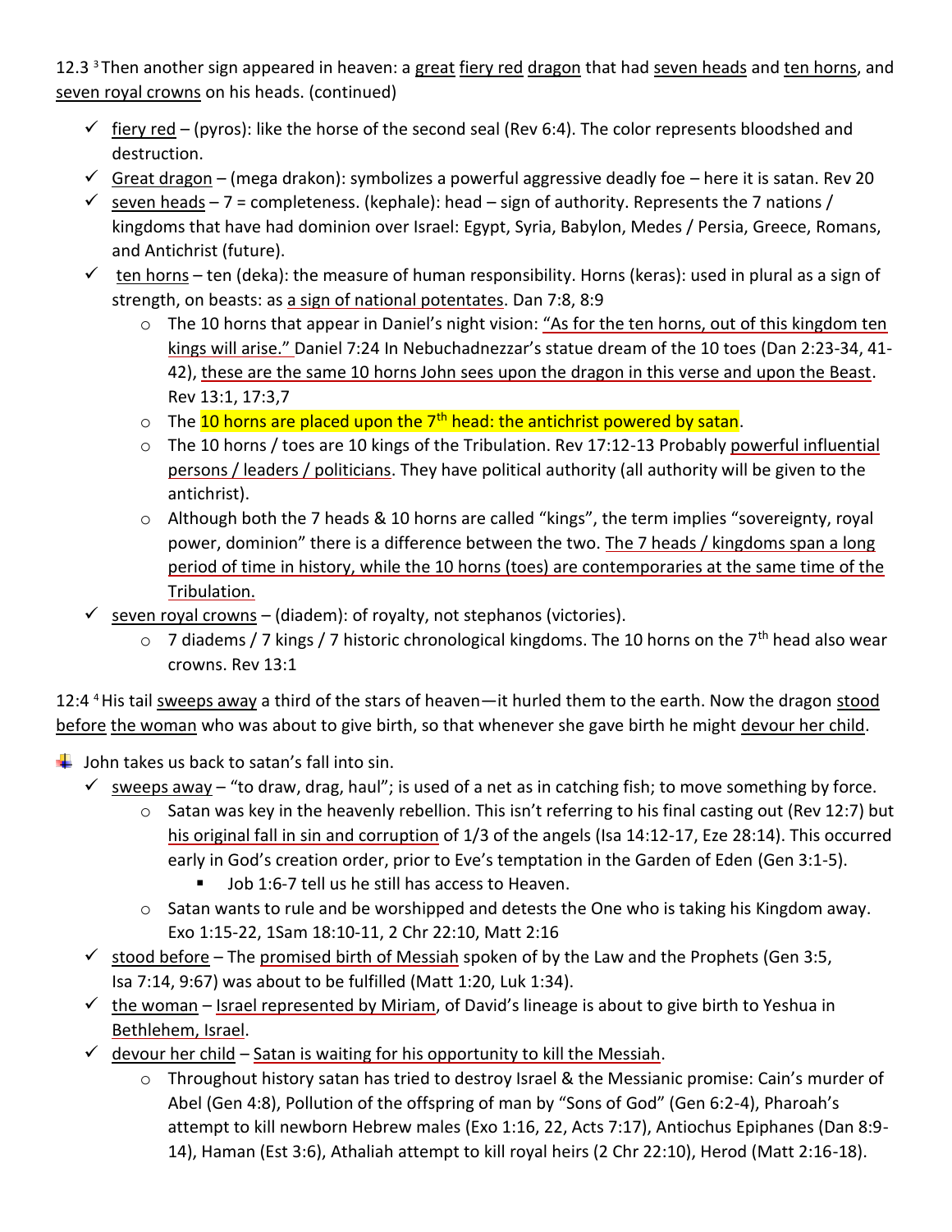12.3 [3] Then another sign appeared in heaven: a great fiery red dragon that had seven heads and ten horns, and seven royal crowns on his heads. (continued)

- ✓ fiery red – (pyros): like the horse of the second seal (Rev 6:4). The color represents bloodshed and destruction.
- ✓ Great dragon – (mega drakon): symbolizes a powerful aggressive deadly foe – here it is satan. Rev 20
- ✓ seven heads – 7 = completeness. (kephale): head – sign of authority. Represents the 7 nations / kingdoms that have had dominion over Israel: Egypt, Syria, Babylon, Medes / Persia, Greece, Romans, and Antichrist (future).
- ✓ ten horns – ten (deka): the measure of human responsibility. Horns (keras): used in plural as a sign of strength, on beasts: as a sign of national potentates. Dan 7:8, 8:9
  - The 10 horns that appear in Daniel's night vision: "As for the ten horns, out of this kingdom ten kings will arise." Daniel 7:24 In Nebuchadnezzar's statue dream of the 10 toes (Dan 2:23-34, 41-42), these are the same 10 horns John sees upon the dragon in this verse and upon the Beast. Rev 13:1, 17:3,7
  - The 10 horns are placed upon the 7th head: the antichrist powered by satan.
  - The 10 horns / toes are 10 kings of the Tribulation. Rev 17:12-13 Probably powerful influential persons / leaders / politicians. They have political authority (all authority will be given to the antichrist).
  - Although both the 7 heads & 10 horns are called "kings", the term implies "sovereignty, royal power, dominion" there is a difference between the two. The 7 heads / kingdoms span a long period of time in history, while the 10 horns (toes) are contemporaries at the same time of the Tribulation.
- ✓ seven royal crowns – (diadem): of royalty, not stephanos (victories).
  - 7 diadems / 7 kings / 7 historic chronological kingdoms. The 10 horns on the 7th head also wear crowns. Rev 13:1

12:4 [4] His tail sweeps away a third of the stars of heaven—it hurled them to the earth. Now the dragon stood before the woman who was about to give birth, so that whenever she gave birth he might devour her child.

- John takes us back to satan's fall into sin.
  - ✓ sweeps away – "to draw, drag, haul"; is used of a net as in catching fish; to move something by force.
    - Satan was key in the heavenly rebellion. This isn't referring to his final casting out (Rev 12:7) but his original fall in sin and corruption of 1/3 of the angels (Isa 14:12-17, Eze 28:14). This occurred early in God's creation order, prior to Eve's temptation in the Garden of Eden (Gen 3:1-5).
      - Job 1:6-7 tell us he still has access to Heaven.
    - Satan wants to rule and be worshipped and detests the One who is taking his Kingdom away. Exo 1:15-22, 1Sam 18:10-11, 2 Chr 22:10, Matt 2:16
  - ✓ stood before – The promised birth of Messiah spoken of by the Law and the Prophets (Gen 3:5, Isa 7:14, 9:67) was about to be fulfilled (Matt 1:20, Luk 1:34).
  - ✓ the woman – Israel represented by Miriam, of David's lineage is about to give birth to Yeshua in Bethlehem, Israel.
  - ✓ devour her child – Satan is waiting for his opportunity to kill the Messiah.
    - Throughout history satan has tried to destroy Israel & the Messianic promise: Cain's murder of Abel (Gen 4:8), Pollution of the offspring of man by "Sons of God" (Gen 6:2-4), Pharoah's attempt to kill newborn Hebrew males (Exo 1:16, 22, Acts 7:17), Antiochus Epiphanes (Dan 8:9-14), Haman (Est 3:6), Athaliah attempt to kill royal heirs (2 Chr 22:10), Herod (Matt 2:16-18).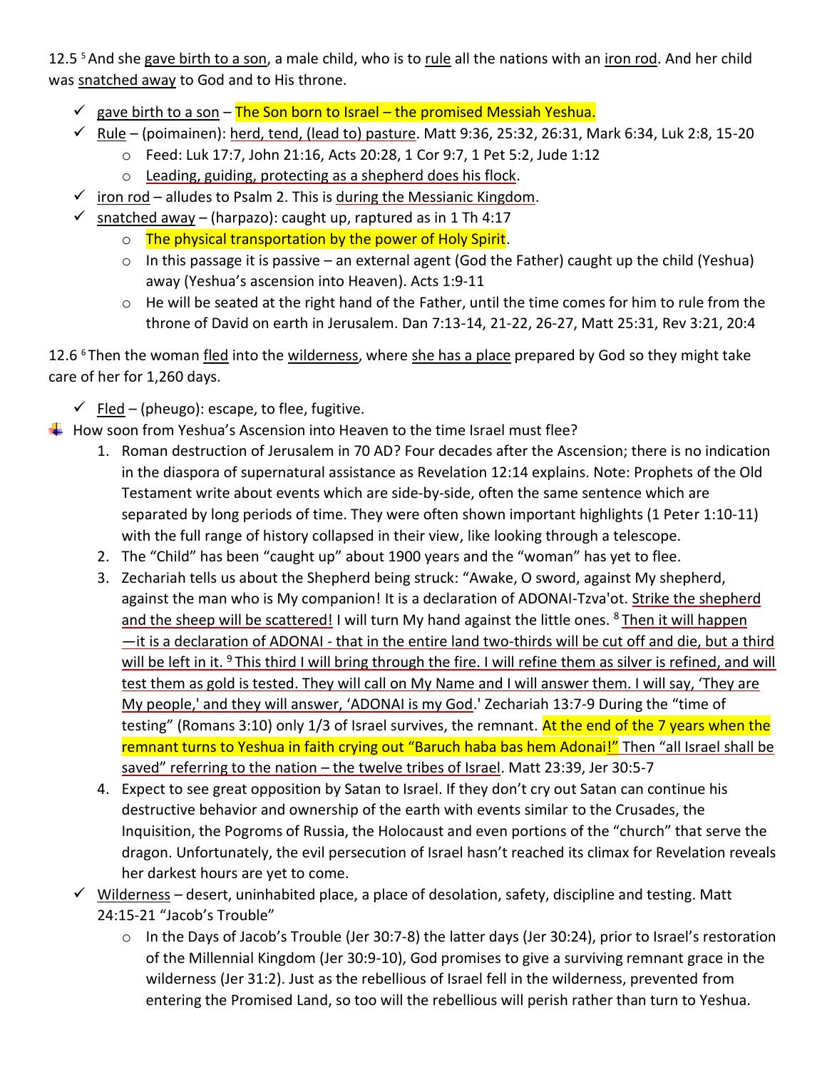12.5 [5] And she gave birth to a son, a male child, who is to rule all the nations with an iron rod. And her child was snatched away to God and to His throne.

- ✓ gave birth to a son – The Son born to Israel – the promised Messiah Yeshua.
- ✓ Rule – (poimainen): herd, tend, (lead to) pasture. Matt 9:36, 25:32, 26:31, Mark 6:34, Luk 2:8, 15-20
  - Feed: Luk 17:7, John 21:16, Acts 20:28, 1 Cor 9:7, 1 Pet 5:2, Jude 1:12
  - Leading, guiding, protecting as a shepherd does his flock.
- ✓ iron rod – alludes to Psalm 2. This is during the Messianic Kingdom.
- ✓ snatched away – (harpazo): caught up, raptured as in 1 Th 4:17
  - The physical transportation by the power of Holy Spirit.
  - In this passage it is passive – an external agent (God the Father) caught up the child (Yeshua) away (Yeshua's ascension into Heaven). Acts 1:9-11
  - He will be seated at the right hand of the Father, until the time comes for him to rule from the throne of David on earth in Jerusalem. Dan 7:13-14, 21-22, 26-27, Matt 25:31, Rev 3:21, 20:4

12.6 [6] Then the woman fled into the wilderness, where she has a place prepared by God so they might take care of her for 1,260 days.

- ✓ Fled – (pheugo): escape, to flee, fugitive.

- How soon from Yeshua's Ascension into Heaven to the time Israel must flee?
  1. Roman destruction of Jerusalem in 70 AD? Four decades after the Ascension; there is no indication in the diaspora of supernatural assistance as Revelation 12:14 explains. Note: Prophets of the Old Testament write about events which are side-by-side, often the same sentence which are separated by long periods of time. They were often shown important highlights (1 Peter 1:10-11) with the full range of history collapsed in their view, like looking through a telescope.
  2. The "Child" has been "caught up" about 1900 years and the "woman" has yet to flee.
  3. Zechariah tells us about the Shepherd being struck: "Awake, O sword, against My shepherd, against the man who is My companion! It is a declaration of ADONAI-Tzva'ot. Strike the shepherd and the sheep will be scattered! I will turn My hand against the little ones. [8] Then it will happen —it is a declaration of ADONAI - that in the entire land two-thirds will be cut off and die, but a third will be left in it. [9] This third I will bring through the fire. I will refine them as silver is refined, and will test them as gold is tested. They will call on My Name and I will answer them. I will say, 'They are My people,' and they will answer, 'ADONAI is my God.' Zechariah 13:7-9 During the "time of testing" (Romans 3:10) only 1/3 of Israel survives, the remnant. At the end of the 7 years when the remnant turns to Yeshua in faith crying out "Baruch haba bas hem Adonai!" Then "all Israel shall be saved" referring to the nation – the twelve tribes of Israel. Matt 23:39, Jer 30:5-7
  4. Expect to see great opposition by Satan to Israel. If they don't cry out Satan can continue his destructive behavior and ownership of the earth with events similar to the Crusades, the Inquisition, the Pogroms of Russia, the Holocaust and even portions of the "church" that serve the dragon. Unfortunately, the evil persecution of Israel hasn't reached its climax for Revelation reveals her darkest hours are yet to come.

- ✓ Wilderness – desert, uninhabited place, a place of desolation, safety, discipline and testing. Matt 24:15-21 "Jacob's Trouble"
  - In the Days of Jacob's Trouble (Jer 30:7-8) the latter days (Jer 30:24), prior to Israel's restoration of the Millennial Kingdom (Jer 30:9-10), God promises to give a surviving remnant grace in the wilderness (Jer 31:2). Just as the rebellious of Israel fell in the wilderness, prevented from entering the Promised Land, so too will the rebellious will perish rather than turn to Yeshua.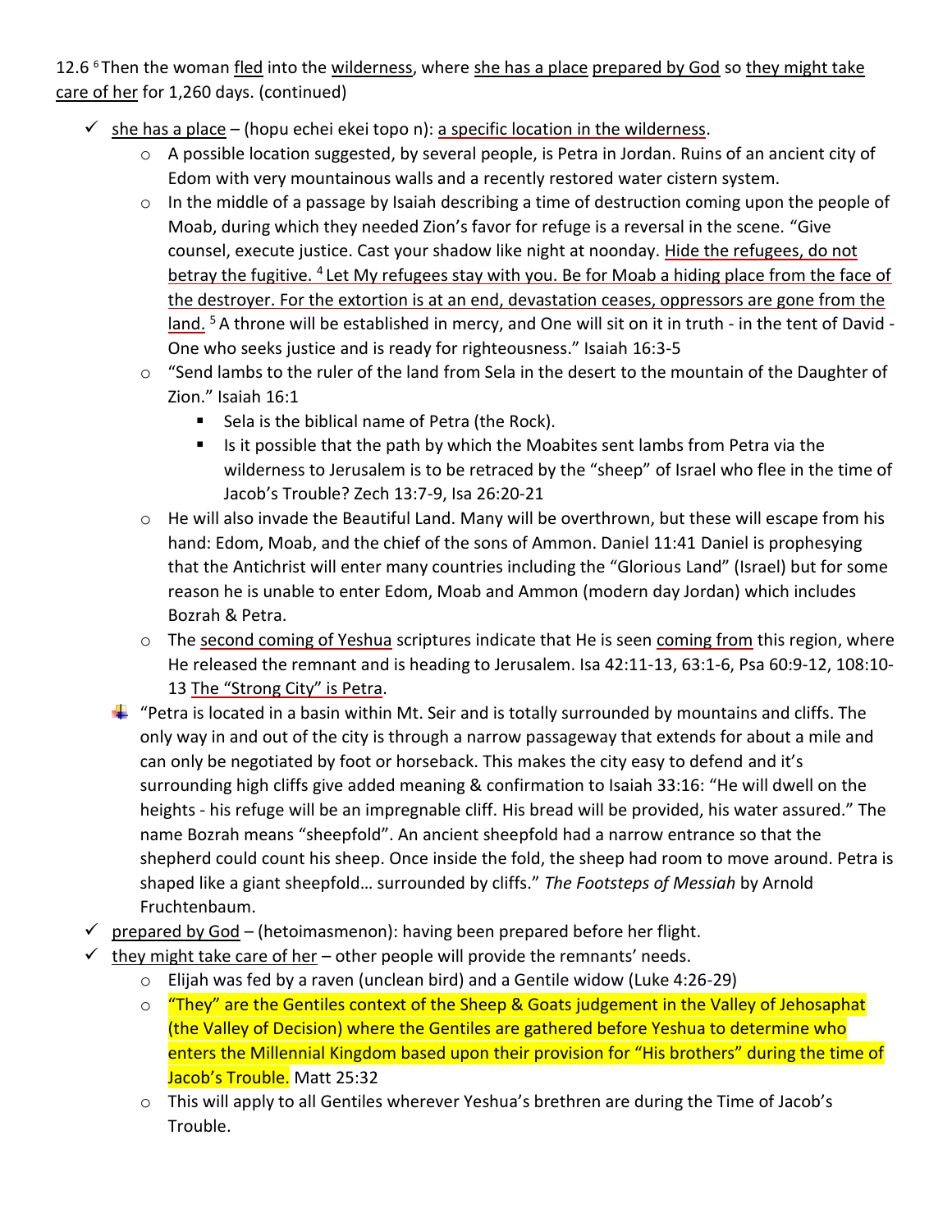12.6 [6] Then the woman fled into the wilderness, where she has a place prepared by God so they might take care of her for 1,260 days. (continued)

- ✓ she has a place – (hopu echei ekei topo n): a specific location in the wilderness.
  - A possible location suggested, by several people, is Petra in Jordan. Ruins of an ancient city of Edom with very mountainous walls and a recently restored water cistern system.
  - In the middle of a passage by Isaiah describing a time of destruction coming upon the people of Moab, during which they needed Zion's favor for refuge is a reversal in the scene. "Give counsel, execute justice. Cast your shadow like night at noonday. Hide the refugees, do not betray the fugitive. [4] Let My refugees stay with you. Be for Moab a hiding place from the face of the destroyer. For the extortion is at an end, devastation ceases, oppressors are gone from the land. [5] A throne will be established in mercy, and One will sit on it in truth - in the tent of David - One who seeks justice and is ready for righteousness." Isaiah 16:3-5
  - "Send lambs to the ruler of the land from Sela in the desert to the mountain of the Daughter of Zion." Isaiah 16:1
    - Sela is the biblical name of Petra (the Rock).
    - Is it possible that the path by which the Moabites sent lambs from Petra via the wilderness to Jerusalem is to be retraced by the "sheep" of Israel who flee in the time of Jacob's Trouble? Zech 13:7-9, Isa 26:20-21
  - He will also invade the Beautiful Land. Many will be overthrown, but these will escape from his hand: Edom, Moab, and the chief of the sons of Ammon. Daniel 11:41 Daniel is prophesying that the Antichrist will enter many countries including the "Glorious Land" (Israel) but for some reason he is unable to enter Edom, Moab and Ammon (modern day Jordan) which includes Bozrah & Petra.
  - The second coming of Yeshua scriptures indicate that He is seen coming from this region, where He released the remnant and is heading to Jerusalem. Isa 42:11-13, 63:1-6, Psa 60:9-12, 108:10-13 The "Strong City" is Petra.
  - "Petra is located in a basin within Mt. Seir and is totally surrounded by mountains and cliffs. The only way in and out of the city is through a narrow passageway that extends for about a mile and can only be negotiated by foot or horseback. This makes the city easy to defend and it's surrounding high cliffs give added meaning & confirmation to Isaiah 33:16: "He will dwell on the heights - his refuge will be an impregnable cliff. His bread will be provided, his water assured." The name Bozrah means "sheepfold". An ancient sheepfold had a narrow entrance so that the shepherd could count his sheep. Once inside the fold, the sheep had room to move around. Petra is shaped like a giant sheepfold… surrounded by cliffs." *The Footsteps of Messiah* by Arnold Fruchtenbaum.
- ✓ prepared by God – (hetoimasmenon): having been prepared before her flight.
- ✓ they might take care of her – other people will provide the remnants' needs.
  - Elijah was fed by a raven (unclean bird) and a Gentile widow (Luke 4:26-29)
  - "They" are the Gentiles context of the Sheep & Goats judgement in the Valley of Jehosaphat (the Valley of Decision) where the Gentiles are gathered before Yeshua to determine who enters the Millennial Kingdom based upon their provision for "His brothers" during the time of Jacob's Trouble. Matt 25:32
  - This will apply to all Gentiles wherever Yeshua's brethren are during the Time of Jacob's Trouble.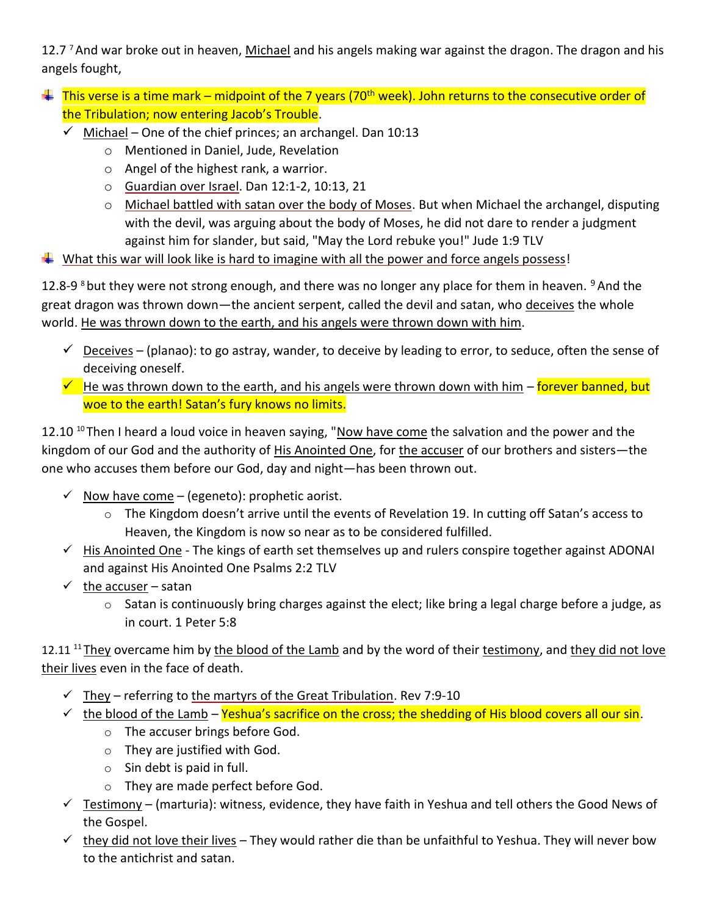12.7 [7] And war broke out in heaven, Michael and his angels making war against the dragon. The dragon and his angels fought,

- This verse is a time mark – midpoint of the 7 years (70th week). John returns to the consecutive order of the Tribulation; now entering Jacob's Trouble.
  - ✓ Michael – One of the chief princes; an archangel. Dan 10:13
    - Mentioned in Daniel, Jude, Revelation
    - Angel of the highest rank, a warrior.
    - Guardian over Israel. Dan 12:1-2, 10:13, 21
    - Michael battled with satan over the body of Moses. But when Michael the archangel, disputing with the devil, was arguing about the body of Moses, he did not dare to render a judgment against him for slander, but said, "May the Lord rebuke you!" Jude 1:9 TLV
- What this war will look like is hard to imagine with all the power and force angels possess!

12.8-9 [8] but they were not strong enough, and there was no longer any place for them in heaven. [9] And the great dragon was thrown down—the ancient serpent, called the devil and satan, who deceives the whole world. He was thrown down to the earth, and his angels were thrown down with him.

- ✓ Deceives – (planao): to go astray, wander, to deceive by leading to error, to seduce, often the sense of deceiving oneself.
- ✓ He was thrown down to the earth, and his angels were thrown down with him – forever banned, but woe to the earth! Satan's fury knows no limits.

12.10 [10] Then I heard a loud voice in heaven saying, "Now have come the salvation and the power and the kingdom of our God and the authority of His Anointed One, for the accuser of our brothers and sisters—the one who accuses them before our God, day and night—has been thrown out.

- ✓ Now have come – (egeneto): prophetic aorist.
  - The Kingdom doesn't arrive until the events of Revelation 19. In cutting off Satan's access to Heaven, the Kingdom is now so near as to be considered fulfilled.
- ✓ His Anointed One - The kings of earth set themselves up and rulers conspire together against ADONAI and against His Anointed One Psalms 2:2 TLV
- ✓ the accuser – satan
  - Satan is continuously bring charges against the elect; like bring a legal charge before a judge, as in court. 1 Peter 5:8

12.11 [11] They overcame him by the blood of the Lamb and by the word of their testimony, and they did not love their lives even in the face of death.

- ✓ They – referring to the martyrs of the Great Tribulation. Rev 7:9-10
- ✓ the blood of the Lamb – Yeshua's sacrifice on the cross; the shedding of His blood covers all our sin.
  - The accuser brings before God.
  - They are justified with God.
  - Sin debt is paid in full.
  - They are made perfect before God.
- ✓ Testimony – (marturia): witness, evidence, they have faith in Yeshua and tell others the Good News of the Gospel.
- ✓ they did not love their lives – They would rather die than be unfaithful to Yeshua. They will never bow to the antichrist and satan.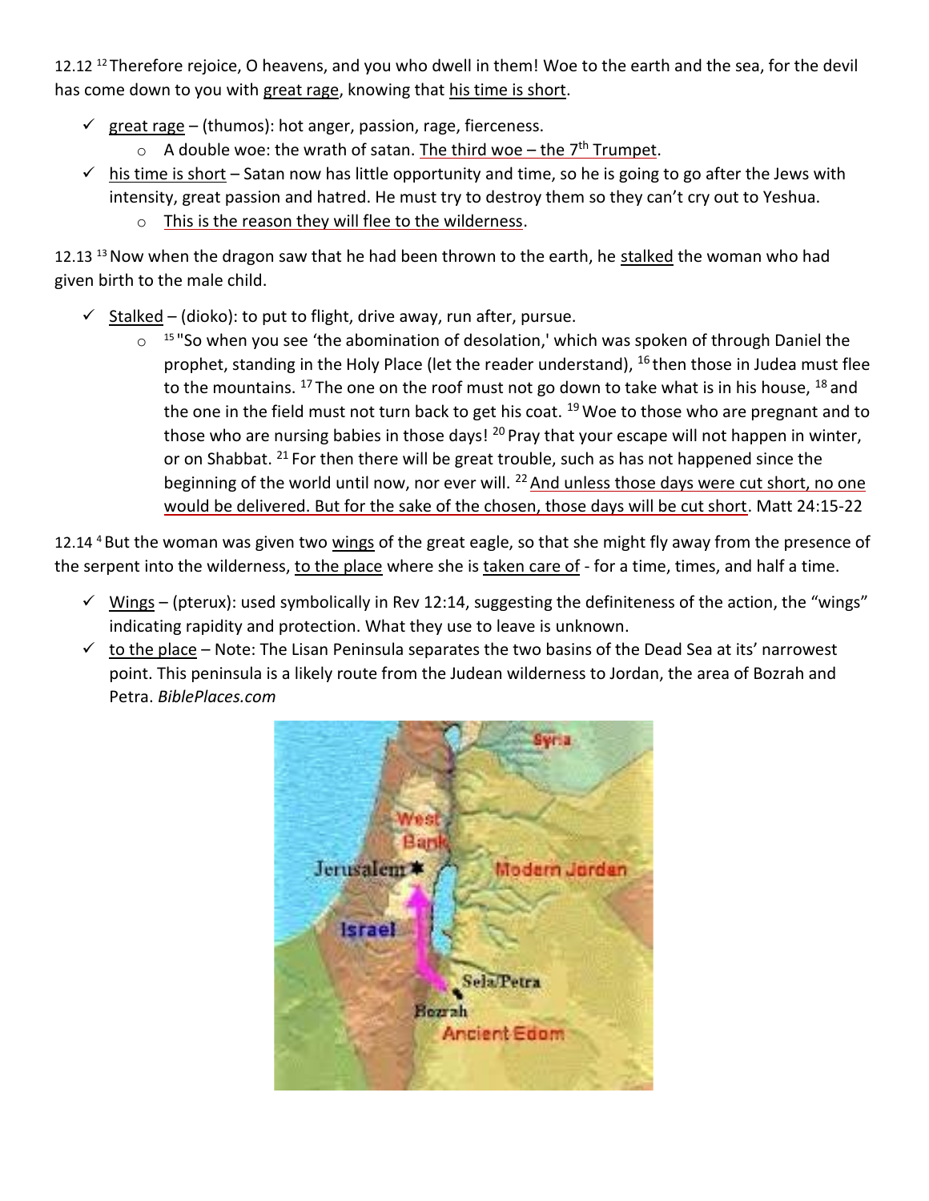12.12 [12] Therefore rejoice, O heavens, and you who dwell in them! Woe to the earth and the sea, for the devil has come down to you with great rage, knowing that his time is short.

- ✓ great rage – (thumos): hot anger, passion, rage, fierceness.
  - A double woe: the wrath of satan. The third woe – the 7th Trumpet.
- ✓ his time is short – Satan now has little opportunity and time, so he is going to go after the Jews with intensity, great passion and hatred. He must try to destroy them so they can't cry out to Yeshua.
  - This is the reason they will flee to the wilderness.

12.13 [13] Now when the dragon saw that he had been thrown to the earth, he stalked the woman who had given birth to the male child.

- ✓ Stalked – (dioko): to put to flight, drive away, run after, pursue.
  - [15] "So when you see 'the abomination of desolation,' which was spoken of through Daniel the prophet, standing in the Holy Place (let the reader understand), [16] then those in Judea must flee to the mountains. [17] The one on the roof must not go down to take what is in his house, [18] and the one in the field must not turn back to get his coat. [19] Woe to those who are pregnant and to those who are nursing babies in those days! [20] Pray that your escape will not happen in winter, or on Shabbat. [21] For then there will be great trouble, such as has not happened since the beginning of the world until now, nor ever will. [22] And unless those days were cut short, no one would be delivered. But for the sake of the chosen, those days will be cut short. Matt 24:15-22

12.14 [4] But the woman was given two wings of the great eagle, so that she might fly away from the presence of the serpent into the wilderness, to the place where she is taken care of - for a time, times, and half a time.

- ✓ Wings – (pterux): used symbolically in Rev 12:14, suggesting the definiteness of the action, the "wings" indicating rapidity and protection. What they use to leave is unknown.
- ✓ to the place – Note: The Lisan Peninsula separates the two basins of the Dead Sea at its' narrowest point. This peninsula is a likely route from the Judean wilderness to Jordan, the area of Bozrah and Petra. *BiblePlaces.com*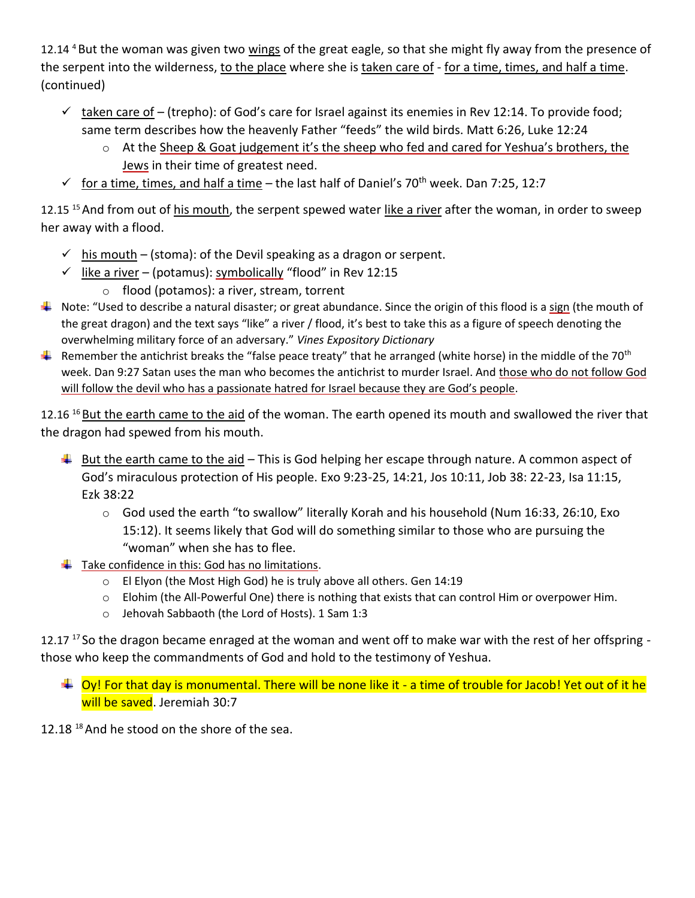12.14 [4] But the woman was given two wings of the great eagle, so that she might fly away from the presence of the serpent into the wilderness, to the place where she is taken care of - for a time, times, and half a time. (continued)

- ✓ taken care of – (trepho): of God's care for Israel against its enemies in Rev 12:14. To provide food; same term describes how the heavenly Father "feeds" the wild birds. Matt 6:26, Luke 12:24
  - At the Sheep & Goat judgement it's the sheep who fed and cared for Yeshua's brothers, the Jews in their time of greatest need.
- ✓ for a time, times, and half a time – the last half of Daniel's 70th week. Dan 7:25, 12:7

12.15 [15] And from out of his mouth, the serpent spewed water like a river after the woman, in order to sweep her away with a flood.

- ✓ his mouth – (stoma): of the Devil speaking as a dragon or serpent.
- ✓ like a river – (potamus): symbolically "flood" in Rev 12:15
  - flood (potamos): a river, stream, torrent
- Note: "Used to describe a natural disaster; or great abundance. Since the origin of this flood is a sign (the mouth of the great dragon) and the text says "like" a river / flood, it's best to take this as a figure of speech denoting the overwhelming military force of an adversary." *Vines Expository Dictionary*
- Remember the antichrist breaks the "false peace treaty" that he arranged (white horse) in the middle of the 70th week. Dan 9:27 Satan uses the man who becomes the antichrist to murder Israel. And those who do not follow God will follow the devil who has a passionate hatred for Israel because they are God's people.

12.16 [16] But the earth came to the aid of the woman. The earth opened its mouth and swallowed the river that the dragon had spewed from his mouth.

- But the earth came to the aid – This is God helping her escape through nature. A common aspect of God's miraculous protection of His people. Exo 9:23-25, 14:21, Jos 10:11, Job 38: 22-23, Isa 11:15, Ezk 38:22
  - God used the earth "to swallow" literally Korah and his household (Num 16:33, 26:10, Exo 15:12). It seems likely that God will do something similar to those who are pursuing the "woman" when she has to flee.
- Take confidence in this: God has no limitations.
  - El Elyon (the Most High God) he is truly above all others. Gen 14:19
  - Elohim (the All-Powerful One) there is nothing that exists that can control Him or overpower Him.
  - Jehovah Sabbaoth (the Lord of Hosts). 1 Sam 1:3

12.17 [17] So the dragon became enraged at the woman and went off to make war with the rest of her offspring - those who keep the commandments of God and hold to the testimony of Yeshua.

- Oy! For that day is monumental. There will be none like it - a time of trouble for Jacob! Yet out of it he will be saved. Jeremiah 30:7

12.18 [18] And he stood on the shore of the sea.